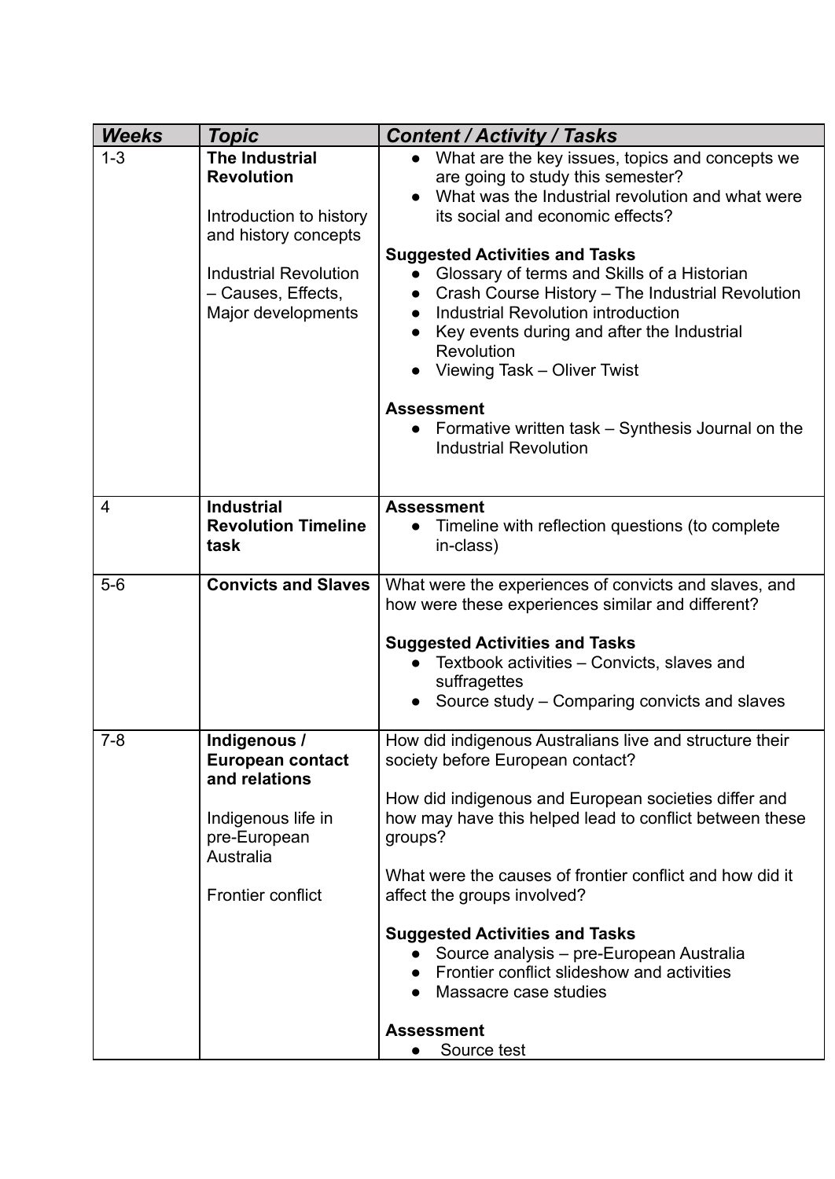| *Weeks* | *Topic* | *Content / Activity / Tasks* |
|---|---|---|
| 1-3 | **The Industrial Revolution**<br><br>Introduction to history and history concepts<br><br>Industrial Revolution – Causes, Effects, Major developments | • What are the key issues, topics and concepts we are going to study this semester?<br>• What was the Industrial revolution and what were its social and economic effects?<br><br>**Suggested Activities and Tasks**<br>• Glossary of terms and Skills of a Historian<br>• Crash Course History – The Industrial Revolution<br>• Industrial Revolution introduction<br>• Key events during and after the Industrial Revolution<br>• Viewing Task – Oliver Twist<br><br>**Assessment**<br>• Formative written task – Synthesis Journal on the Industrial Revolution |
| 4 | **Industrial Revolution Timeline task** | **Assessment**<br>• Timeline with reflection questions (to complete in-class) |
| 5-6 | **Convicts and Slaves** | What were the experiences of convicts and slaves, and how were these experiences similar and different?<br><br>**Suggested Activities and Tasks**<br>• Textbook activities – Convicts, slaves and suffragettes<br>• Source study – Comparing convicts and slaves |
| 7-8 | **Indigenous / European contact and relations**<br><br>Indigenous life in pre-European Australia<br><br>Frontier conflict | How did indigenous Australians live and structure their society before European contact?<br><br>How did indigenous and European societies differ and how may have this helped lead to conflict between these groups?<br><br>What were the causes of frontier conflict and how did it affect the groups involved?<br><br>**Suggested Activities and Tasks**<br>• Source analysis – pre-European Australia<br>• Frontier conflict slideshow and activities<br>• Massacre case studies<br><br>**Assessment**<br>• Source test |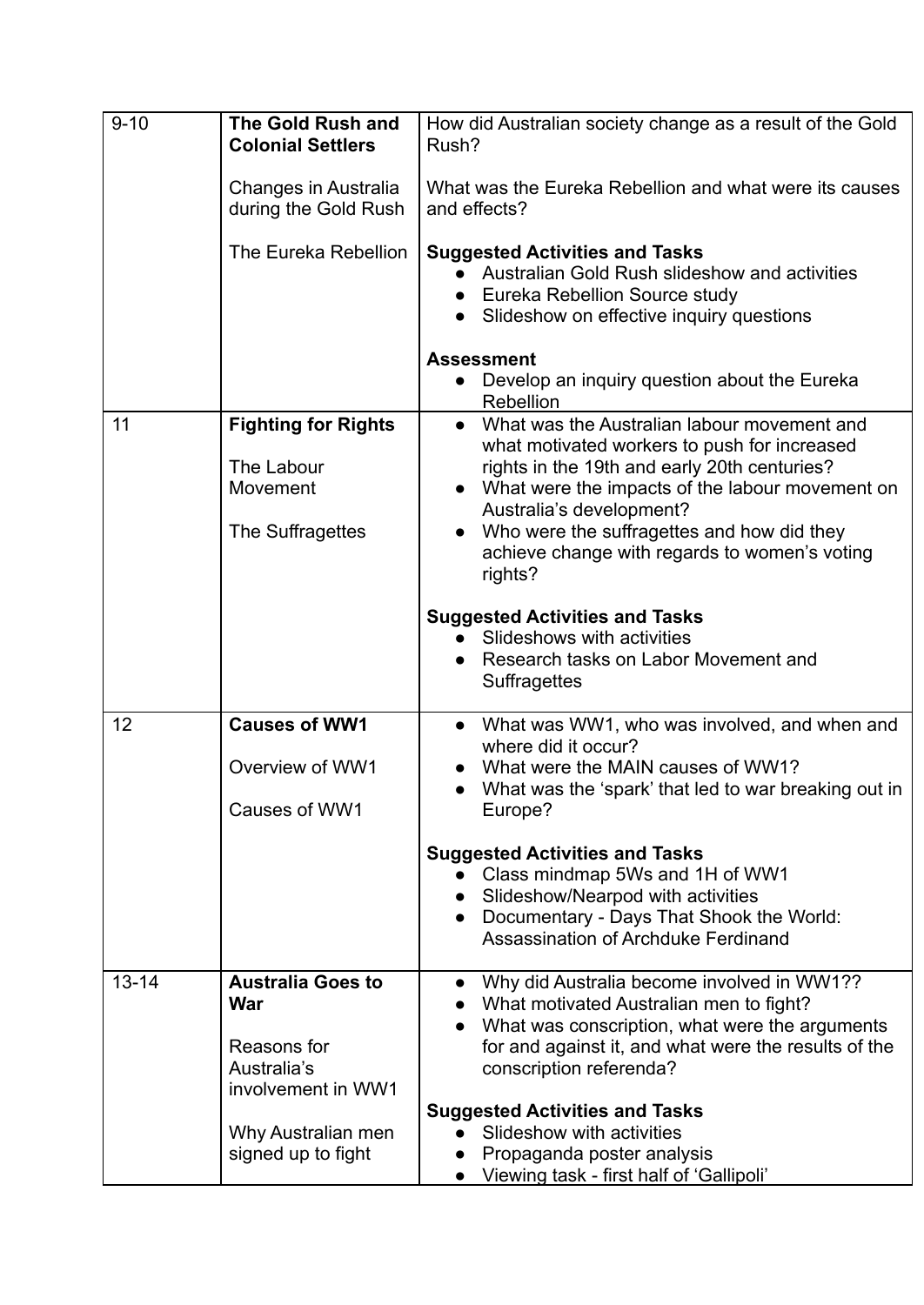| | | |
|---|---|---|
| 9-10 | **The Gold Rush and Colonial Settlers**<br><br>Changes in Australia during the Gold Rush<br><br>The Eureka Rebellion | How did Australian society change as a result of the Gold Rush?<br><br>What was the Eureka Rebellion and what were its causes and effects?<br><br>**Suggested Activities and Tasks**<br>● Australian Gold Rush slideshow and activities<br>● Eureka Rebellion Source study<br>● Slideshow on effective inquiry questions<br><br>**Assessment**<br>● Develop an inquiry question about the Eureka Rebellion |
| 11 | **Fighting for Rights**<br><br>The Labour Movement<br><br>The Suffragettes | ● What was the Australian labour movement and what motivated workers to push for increased rights in the 19th and early 20th centuries?<br>● What were the impacts of the labour movement on Australia's development?<br>● Who were the suffragettes and how did they achieve change with regards to women's voting rights?<br><br>**Suggested Activities and Tasks**<br>● Slideshows with activities<br>● Research tasks on Labor Movement and Suffragettes |
| 12 | **Causes of WW1**<br><br>Overview of WW1<br><br>Causes of WW1 | ● What was WW1, who was involved, and when and where did it occur?<br>● What were the MAIN causes of WW1?<br>● What was the 'spark' that led to war breaking out in Europe?<br><br>**Suggested Activities and Tasks**<br>● Class mindmap 5Ws and 1H of WW1<br>● Slideshow/Nearpod with activities<br>● Documentary - Days That Shook the World: Assassination of Archduke Ferdinand |
| 13-14 | **Australia Goes to War**<br><br>Reasons for Australia's involvement in WW1<br><br>Why Australian men signed up to fight | ● Why did Australia become involved in WW1??<br>● What motivated Australian men to fight?<br>● What was conscription, what were the arguments for and against it, and what were the results of the conscription referenda?<br><br>**Suggested Activities and Tasks**<br>● Slideshow with activities<br>● Propaganda poster analysis<br>● Viewing task - first half of 'Gallipoli' |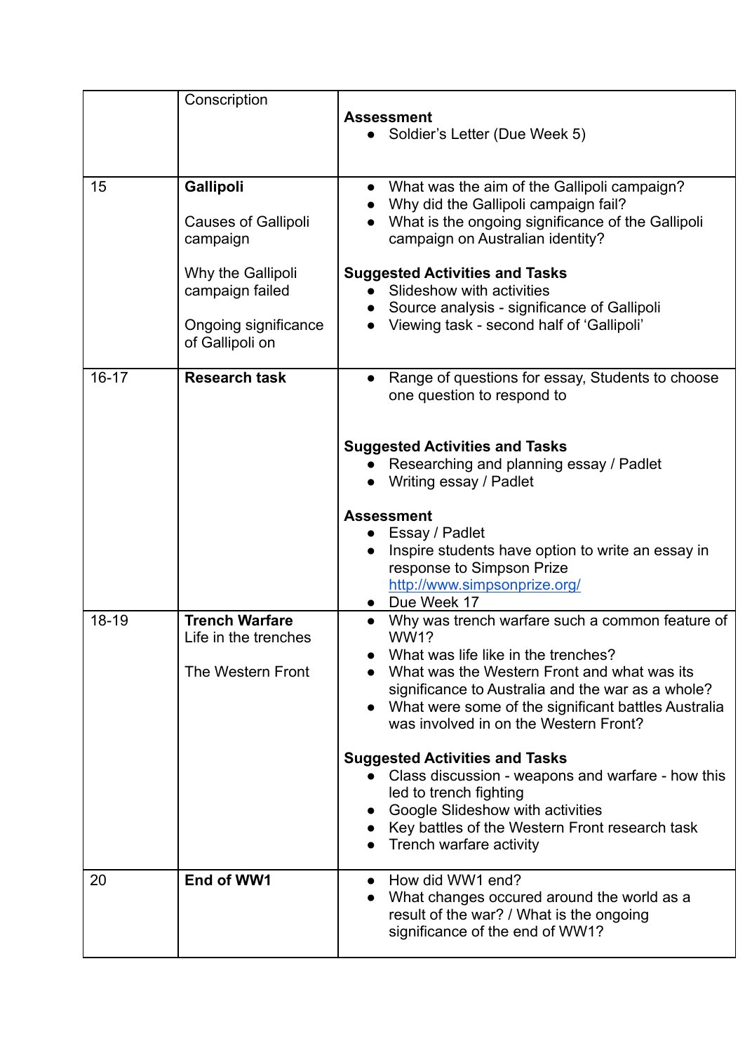| | | |
|---|---|---|
| | Conscription | **Assessment**<br>● Soldier's Letter (Due Week 5) |
| 15 | **Gallipoli**<br><br>Causes of Gallipoli campaign<br><br>Why the Gallipoli campaign failed<br><br>Ongoing significance of Gallipoli on | ● What was the aim of the Gallipoli campaign?<br>● Why did the Gallipoli campaign fail?<br>● What is the ongoing significance of the Gallipoli campaign on Australian identity?<br><br>**Suggested Activities and Tasks**<br>● Slideshow with activities<br>● Source analysis - significance of Gallipoli<br>● Viewing task - second half of 'Gallipoli' |
| 16-17 | **Research task** | ● Range of questions for essay, Students to choose one question to respond to<br><br>**Suggested Activities and Tasks**<br>● Researching and planning essay / Padlet<br>● Writing essay / Padlet<br><br>**Assessment**<br>● Essay / Padlet<br>● Inspire students have option to write an essay in response to Simpson Prize http://www.simpsonprize.org/<br>● Due Week 17 |
| 18-19 | **Trench Warfare**<br>Life in the trenches<br><br>The Western Front | ● Why was trench warfare such a common feature of WW1?<br>● What was life like in the trenches?<br>● What was the Western Front and what was its significance to Australia and the war as a whole?<br>● What were some of the significant battles Australia was involved in on the Western Front?<br><br>**Suggested Activities and Tasks**<br>● Class discussion - weapons and warfare - how this led to trench fighting<br>● Google Slideshow with activities<br>● Key battles of the Western Front research task<br>● Trench warfare activity |
| 20 | **End of WW1** | ● How did WW1 end?<br>● What changes occured around the world as a result of the war? / What is the ongoing significance of the end of WW1? |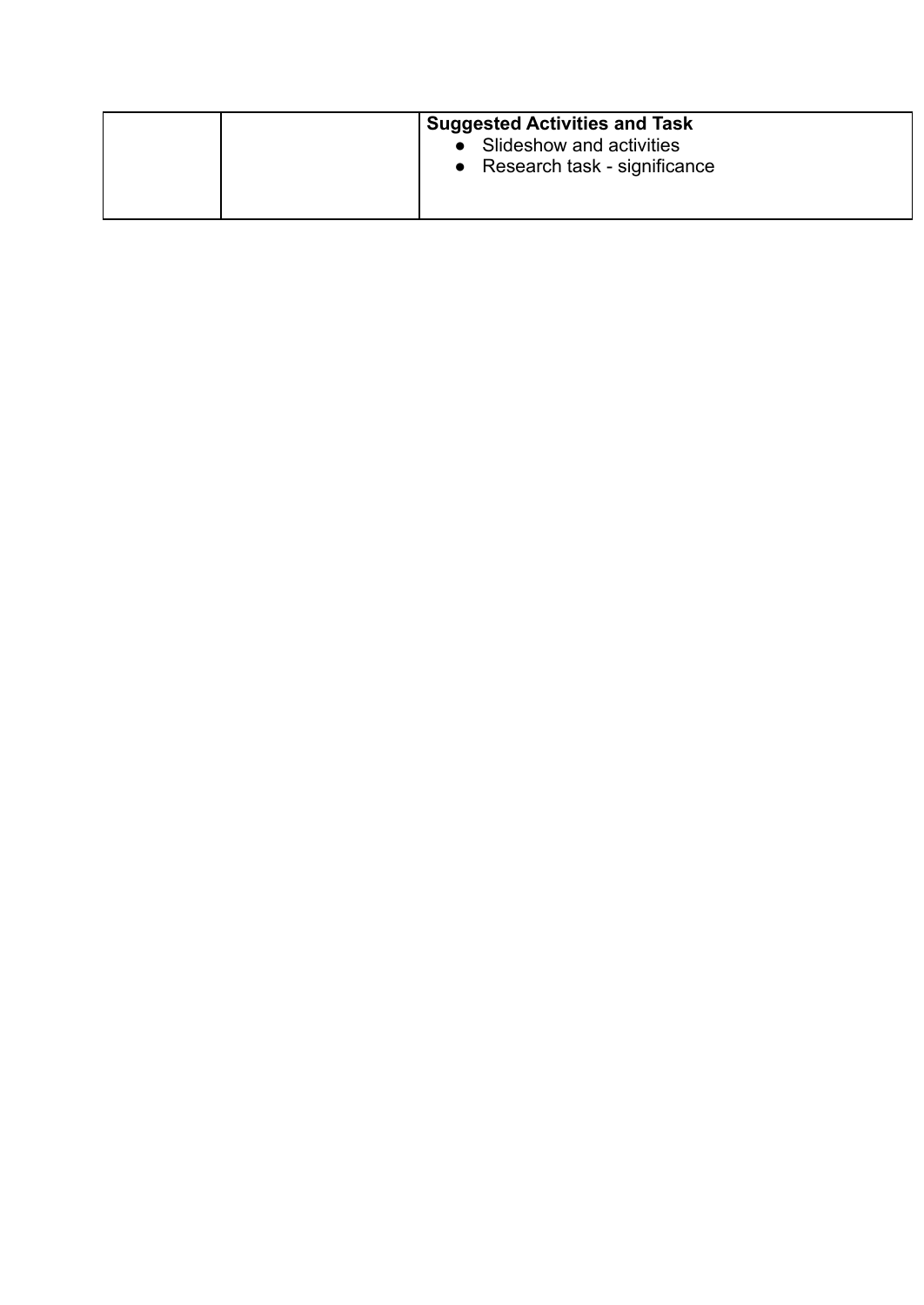| | | |
|---|---|---|
| | | **Suggested Activities and Task**<br>● Slideshow and activities<br>● Research task - significance |